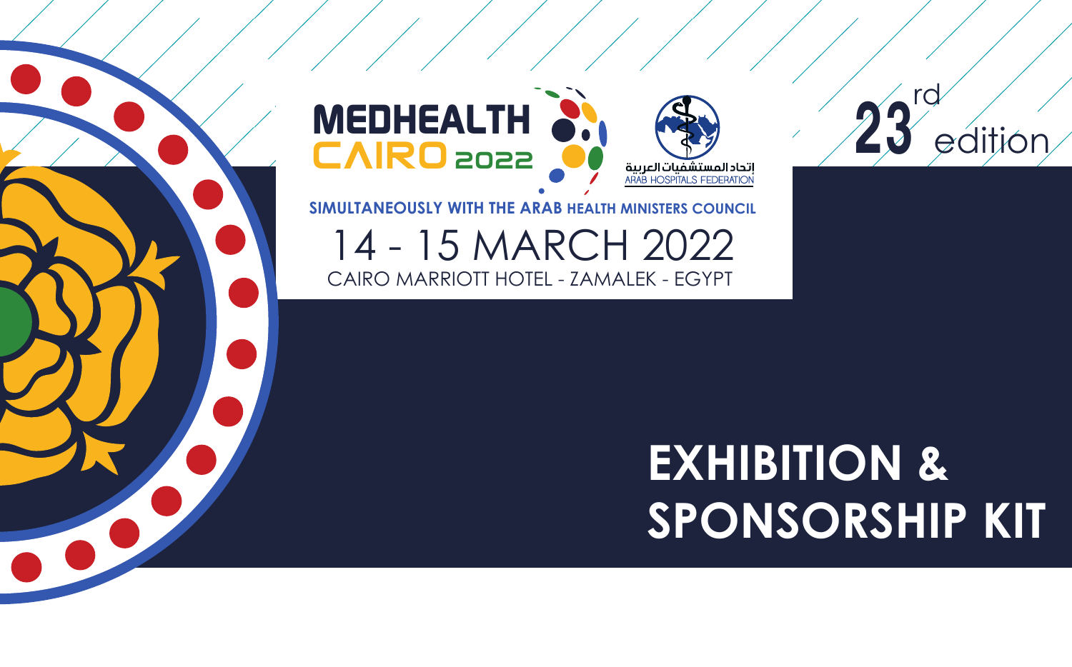# MEDHEALTH CAIRO 2022

إتحاد المستشفيات العربية
ARAB HOSPITALS FEDERATION

**SIMULTANEOUSLY WITH THE ARAB HEALTH MINISTERS COUNCIL**

14 - 15 MARCH 2022

CAIRO MARRIOTT HOTEL - ZAMALEK - EGYPT

23rd edition

# EXHIBITION & SPONSORSHIP KIT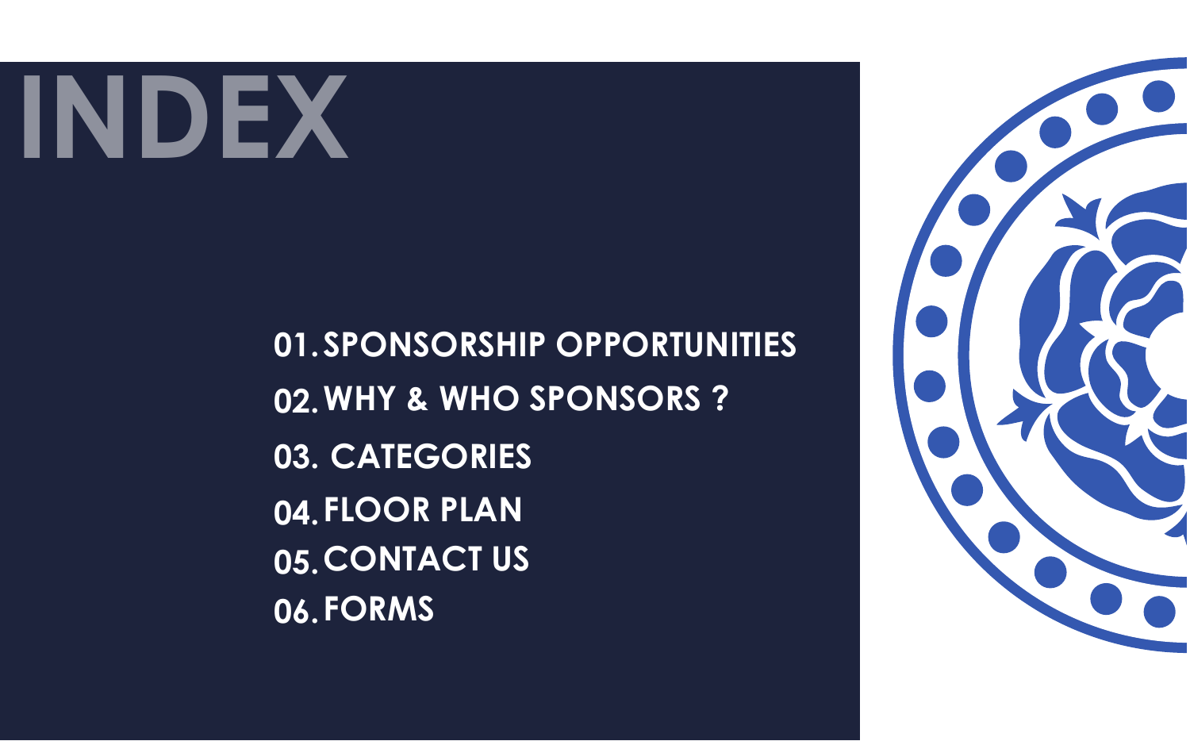# INDEX

01. SPONSORSHIP OPPORTUNITIES
02. WHY & WHO SPONSORS ?
03. CATEGORIES
04. FLOOR PLAN
05. CONTACT US
06. FORMS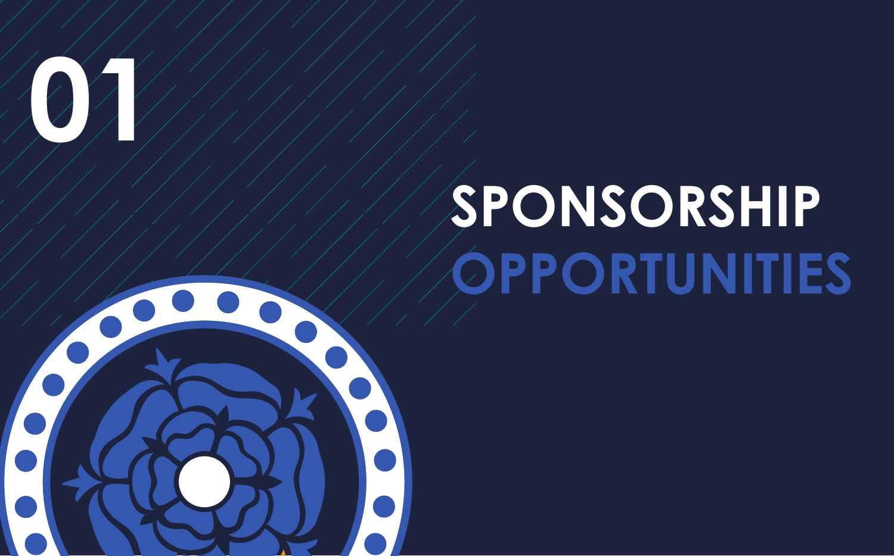# 01

# SPONSORSHIP OPPORTUNITIES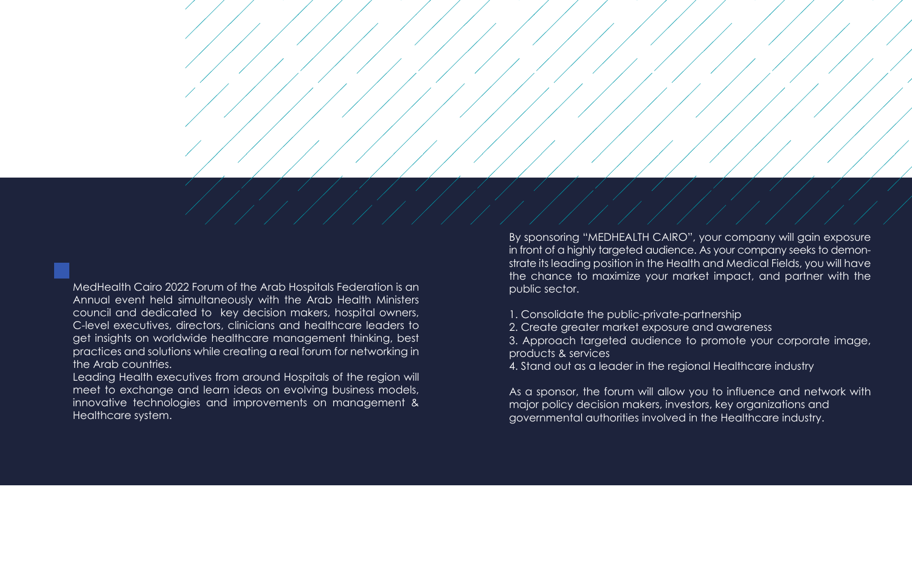MedHealth Cairo 2022 Forum of the Arab Hospitals Federation is an Annual event held simultaneously with the Arab Health Ministers council and dedicated to key decision makers, hospital owners, C-level executives, directors, clinicians and healthcare leaders to get insights on worldwide healthcare management thinking, best practices and solutions while creating a real forum for networking in the Arab countries.

Leading Health executives from around Hospitals of the region will meet to exchange and learn ideas on evolving business models, innovative technologies and improvements on management & Healthcare system.

By sponsoring "MEDHEALTH CAIRO", your company will gain exposure in front of a highly targeted audience. As your company seeks to demonstrate its leading position in the Health and Medical Fields, you will have the chance to maximize your market impact, and partner with the public sector.

1. Consolidate the public-private-partnership
2. Create greater market exposure and awareness
3. Approach targeted audience to promote your corporate image, products & services
4. Stand out as a leader in the regional Healthcare industry

As a sponsor, the forum will allow you to influence and network with major policy decision makers, investors, key organizations and governmental authorities involved in the Healthcare industry.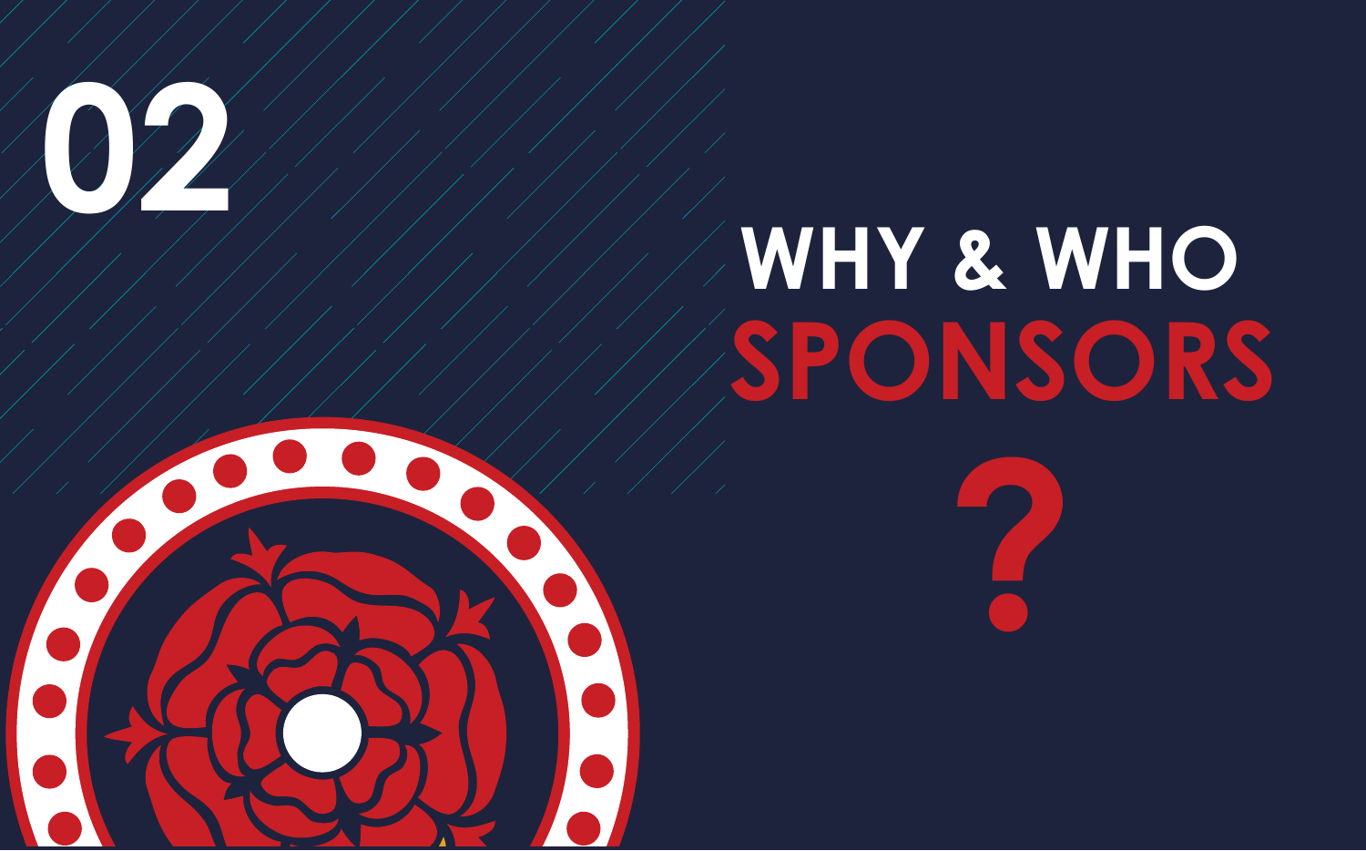# 02

# WHY & WHO SPONSORS ?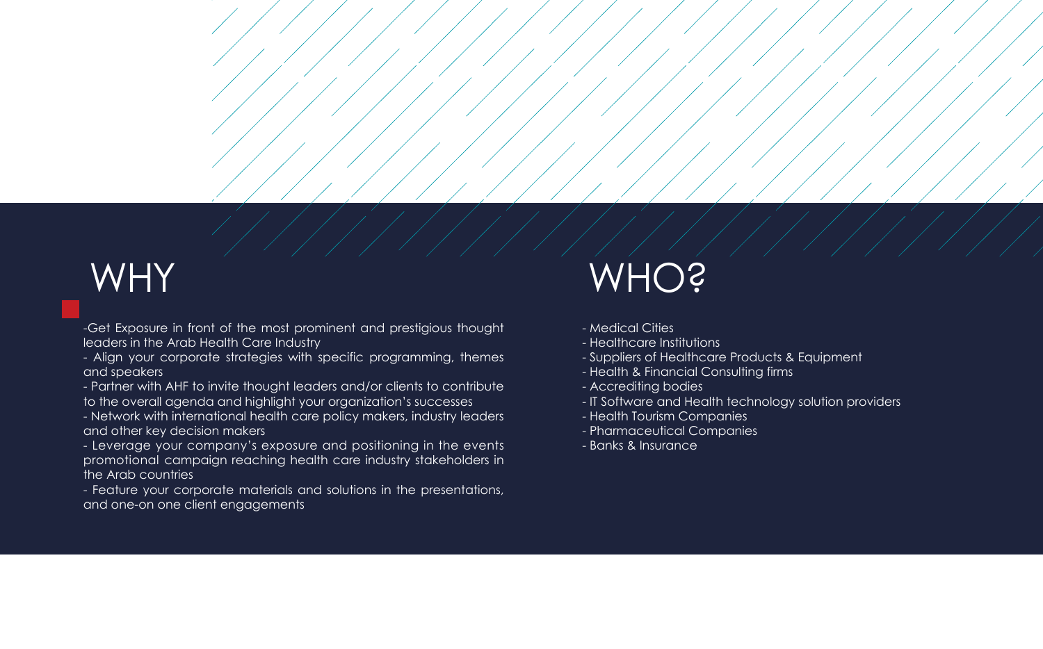# WHY

-Get Exposure in front of the most prominent and prestigious thought leaders in the Arab Health Care Industry

- Align your corporate strategies with specific programming, themes and speakers
- Partner with AHF to invite thought leaders and/or clients to contribute to the overall agenda and highlight your organization's successes
- Network with international health care policy makers, industry leaders and other key decision makers
- Leverage your company's exposure and positioning in the events promotional campaign reaching health care industry stakeholders in the Arab countries
- Feature your corporate materials and solutions in the presentations, and one-on one client engagements

# WHO?

- Medical Cities
- Healthcare Institutions
- Suppliers of Healthcare Products & Equipment
- Health & Financial Consulting firms
- Accrediting bodies
- IT Software and Health technology solution providers
- Health Tourism Companies
- Pharmaceutical Companies
- Banks & Insurance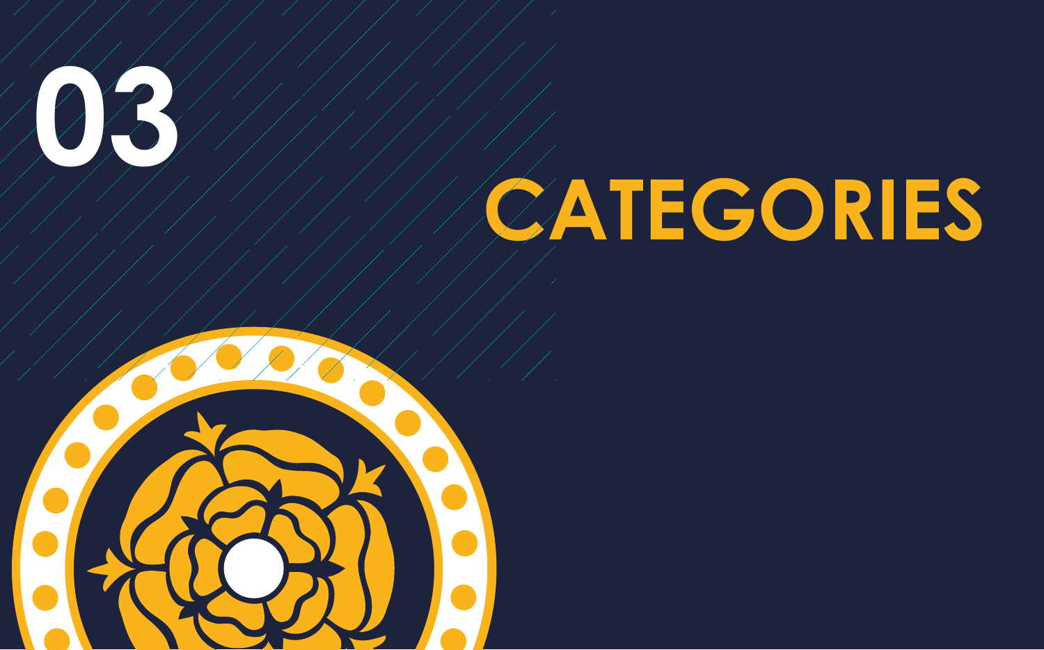# 03

# CATEGORIES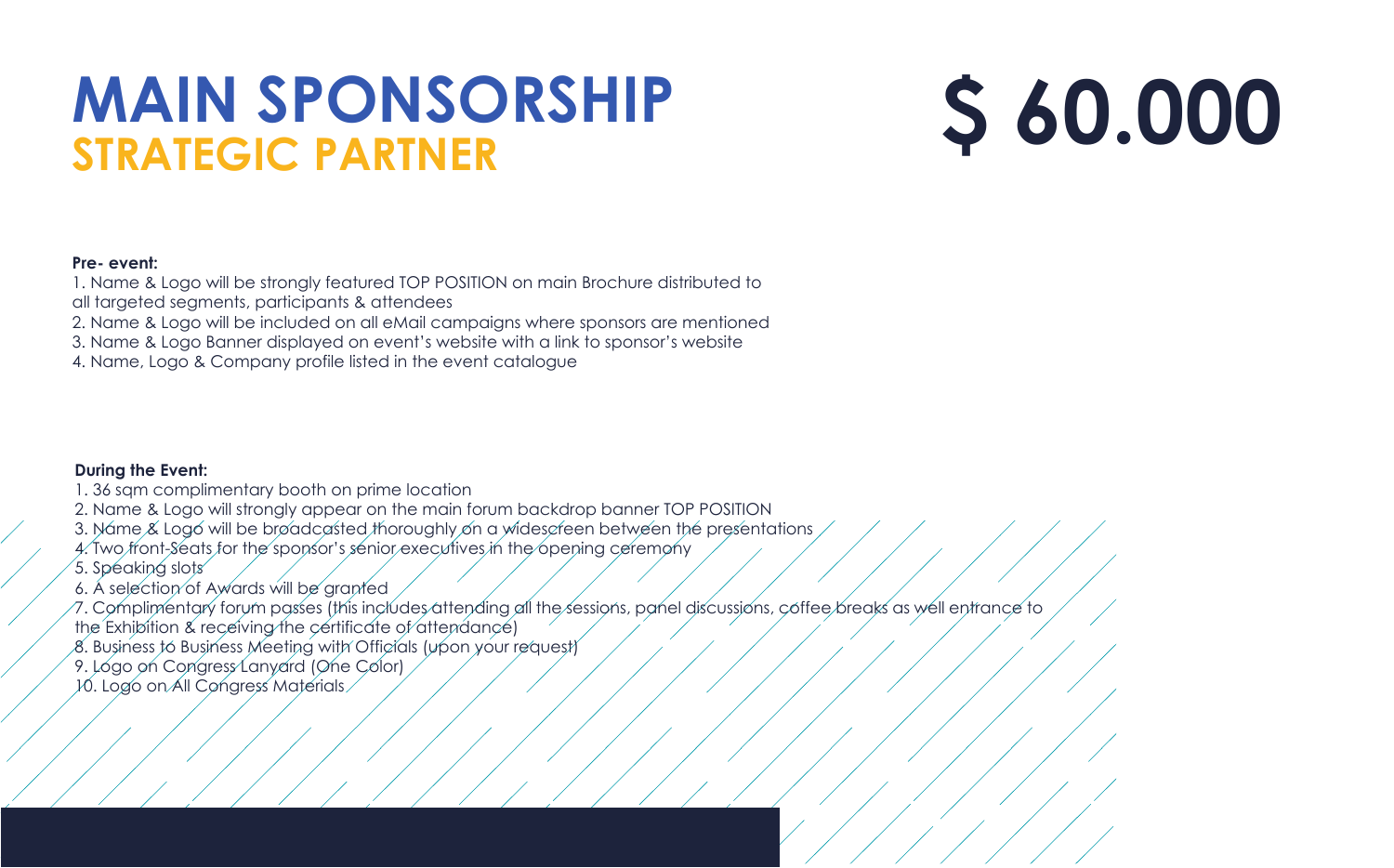# MAIN SPONSORSHIP

## STRATEGIC PARTNER

# $ 60.000

**Pre- event:**

1. Name & Logo will be strongly featured TOP POSITION on main Brochure distributed to all targeted segments, participants & attendees
2. Name & Logo will be included on all eMail campaigns where sponsors are mentioned
3. Name & Logo Banner displayed on event's website with a link to sponsor's website
4. Name, Logo & Company profile listed in the event catalogue

**During the Event:**

1. 36 sqm complimentary booth on prime location
2. Name & Logo will strongly appear on the main forum backdrop banner TOP POSITION
3. Name & Logo will be broadcasted thoroughly on a widescreen between the presentations
4. Two front-Seats for the sponsor's senior executives in the opening ceremony
5. Speaking slots
6. A selection of Awards will be granted
7. Complimentary forum passes (this includes attending all the sessions, panel discussions, coffee breaks as well entrance to the Exhibition & receiving the certificate of attendance)
8. Business to Business Meeting with Officials (upon your request)
9. Logo on Congress Lanyard (One Color)
10. Logo on All Congress Materials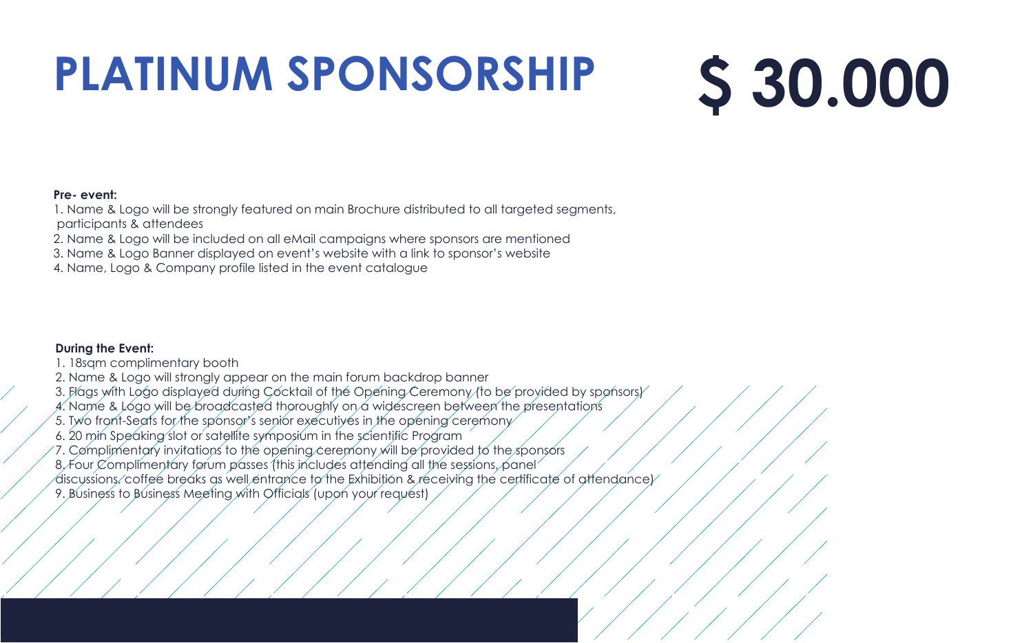# PLATINUM SPONSORSHIP

# $ 30.000

**Pre- event:**

1. Name & Logo will be strongly featured on main Brochure distributed to all targeted segments, participants & attendees
2. Name & Logo will be included on all eMail campaigns where sponsors are mentioned
3. Name & Logo Banner displayed on event's website with a link to sponsor's website
4. Name, Logo & Company profile listed in the event catalogue

**During the Event:**

1. 18sqm complimentary booth
2. Name & Logo will strongly appear on the main forum backdrop banner
3. Flags with Logo displayed during Cocktail of the Opening Ceremony (to be provided by sponsors)
4. Name & Logo will be broadcasted thoroughly on a widescreen between the presentations
5. Two front-Seats for the sponsor's senior executives in the opening ceremony
6. 20 min Speaking slot or satellite symposium in the scientific Program
7. Complimentary invitations to the opening ceremony will be provided to the sponsors
8. Four Complimentary forum passes (this includes attending all the sessions, panel discussions, coffee breaks as well entrance to the Exhibition & receiving the certificate of attendance)
9. Business to Business Meeting with Officials (upon your request)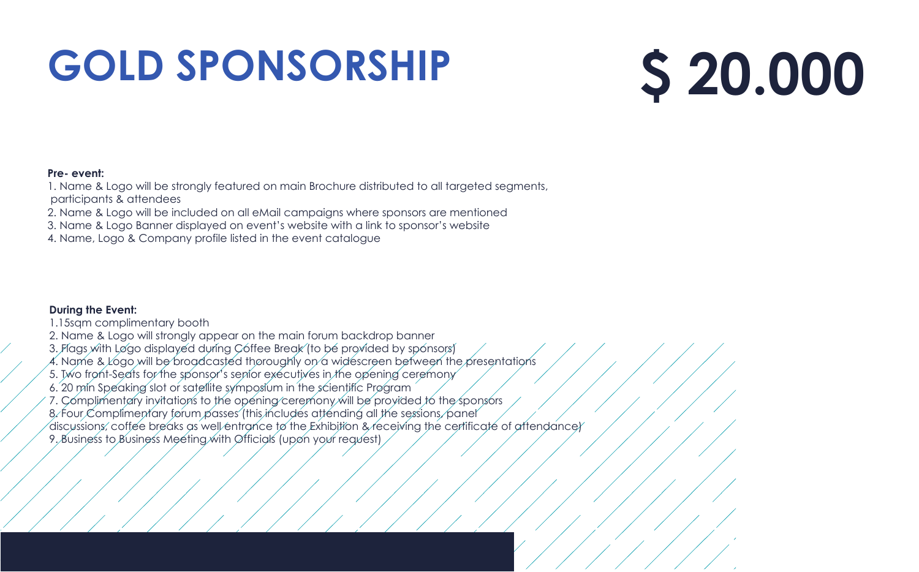# GOLD SPONSORSHIP

# $ 20.000

**Pre- event:**

1. Name & Logo will be strongly featured on main Brochure distributed to all targeted segments, participants & attendees
2. Name & Logo will be included on all eMail campaigns where sponsors are mentioned
3. Name & Logo Banner displayed on event's website with a link to sponsor's website
4. Name, Logo & Company profile listed in the event catalogue

**During the Event:**

1. 15sqm complimentary booth
2. Name & Logo will strongly appear on the main forum backdrop banner
3. Flags with Logo displayed during Coffee Break (to be provided by sponsors)
4. Name & Logo will be broadcasted thoroughly on a widescreen between the presentations
5. Two front-Seats for the sponsor's senior executives in the opening ceremony
6. 20 min Speaking slot or satellite symposium in the scientific Program
7. Complimentary invitations to the opening ceremony will be provided to the sponsors
8. Four Complimentary forum passes (this includes attending all the sessions, panel discussions, coffee breaks as well entrance to the Exhibition & receiving the certificate of attendance)
9. Business to Business Meeting with Officials (upon your request)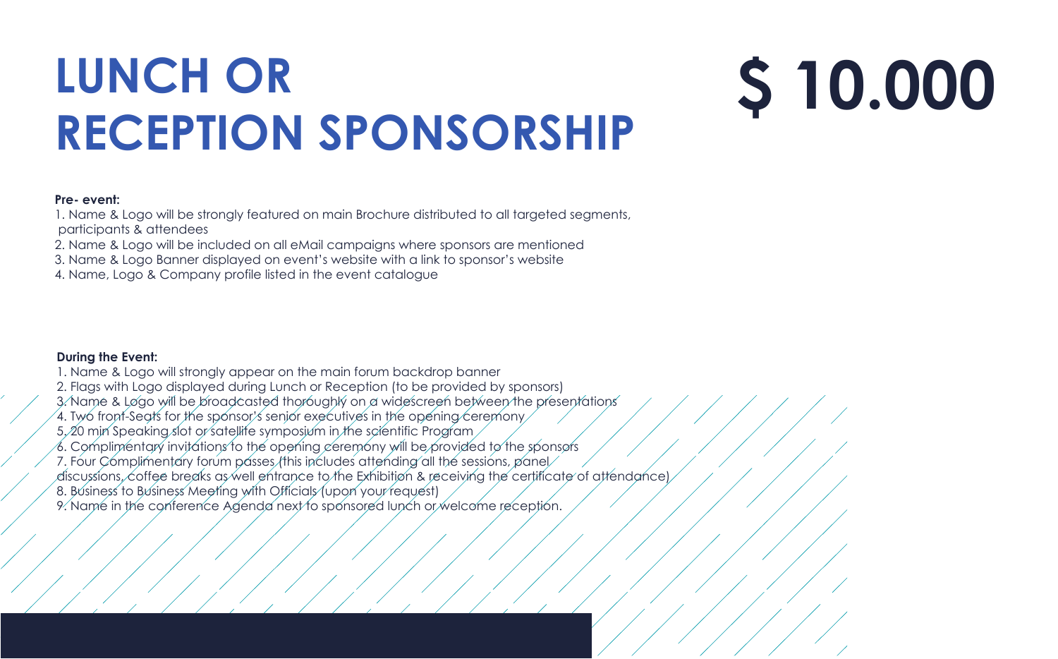# LUNCH OR RECEPTION SPONSORSHIP

# $ 10.000

**Pre- event:**

1. Name & Logo will be strongly featured on main Brochure distributed to all targeted segments, participants & attendees
2. Name & Logo will be included on all eMail campaigns where sponsors are mentioned
3. Name & Logo Banner displayed on event's website with a link to sponsor's website
4. Name, Logo & Company profile listed in the event catalogue

**During the Event:**

1. Name & Logo will strongly appear on the main forum backdrop banner
2. Flags with Logo displayed during Lunch or Reception (to be provided by sponsors)
3. Name & Logo will be broadcasted thoroughly on a widescreen between the presentations
4. Two front-Seats for the sponsor's senior executives in the opening ceremony
5. 20 min Speaking slot or satellite symposium in the scientific Program
6. Complimentary invitations to the opening ceremony will be provided to the sponsors
7. Four Complimentary forum passes (this includes attending all the sessions, panel discussions, coffee breaks as well entrance to the Exhibition & receiving the certificate of attendance)
8. Business to Business Meeting with Officials (upon your request)
9. Name in the conference Agenda next to sponsored lunch or welcome reception.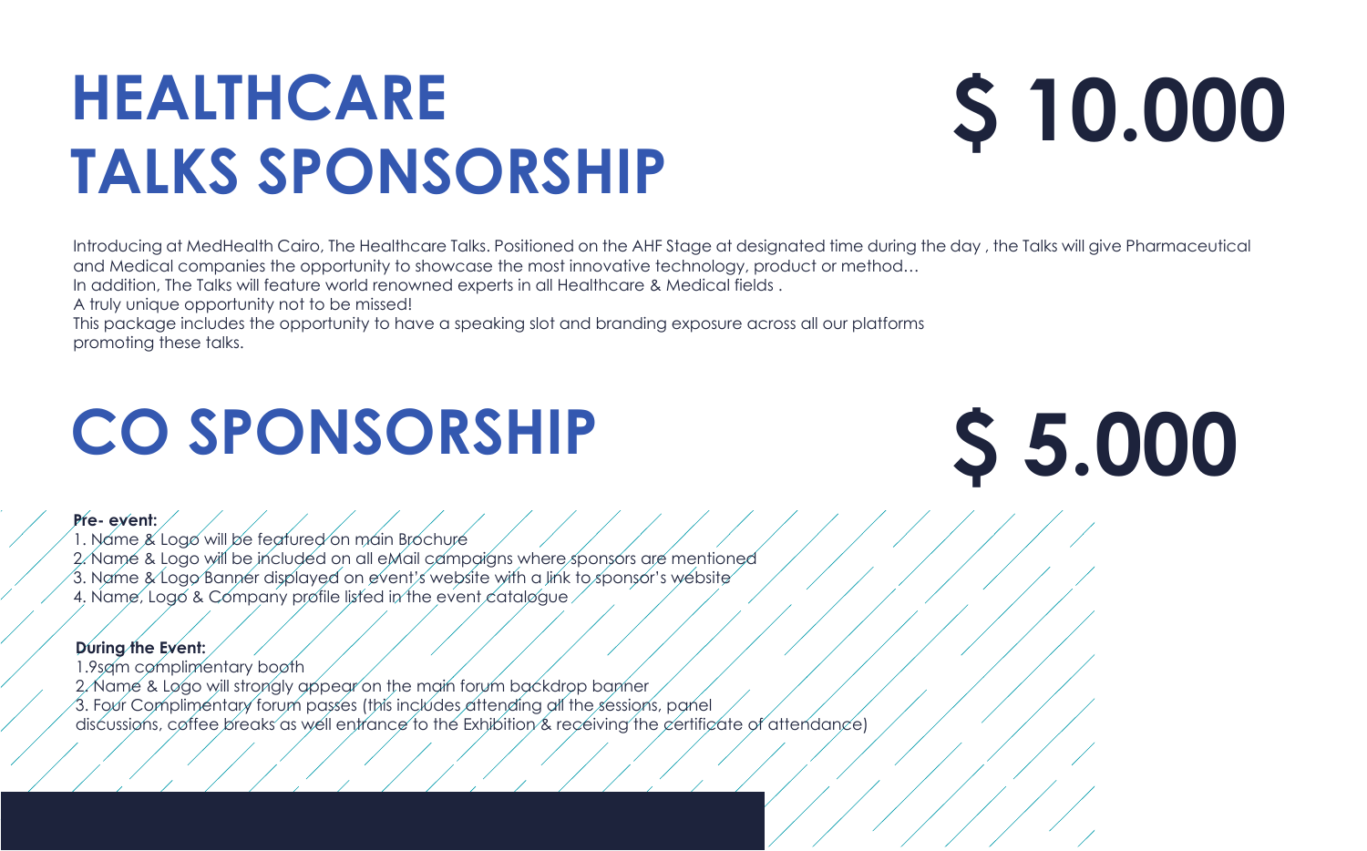# HEALTHCARE TALKS SPONSORSHIP

# $ 10.000

Introducing at MedHealth Cairo, The Healthcare Talks. Positioned on the AHF Stage at designated time during the day , the Talks will give Pharmaceutical and Medical companies the opportunity to showcase the most innovative technology, product or method…
In addition, The Talks will feature world renowned experts in all Healthcare & Medical fields .
A truly unique opportunity not to be missed!
This package includes the opportunity to have a speaking slot and branding exposure across all our platforms promoting these talks.

# CO SPONSORSHIP

# $ 5.000

**Pre- event:**

1. Name & Logo will be featured on main Brochure
2. Name & Logo will be included on all eMail campaigns where sponsors are mentioned
3. Name & Logo Banner displayed on event's website with a link to sponsor's website
4. Name, Logo & Company profile listed in the event catalogue

**During the Event:**

1.9sqm complimentary booth
2. Name & Logo will strongly appear on the main forum backdrop banner
3. Four Complimentary forum passes (this includes attending all the sessions, panel discussions, coffee breaks as well entrance to the Exhibition & receiving the certificate of attendance)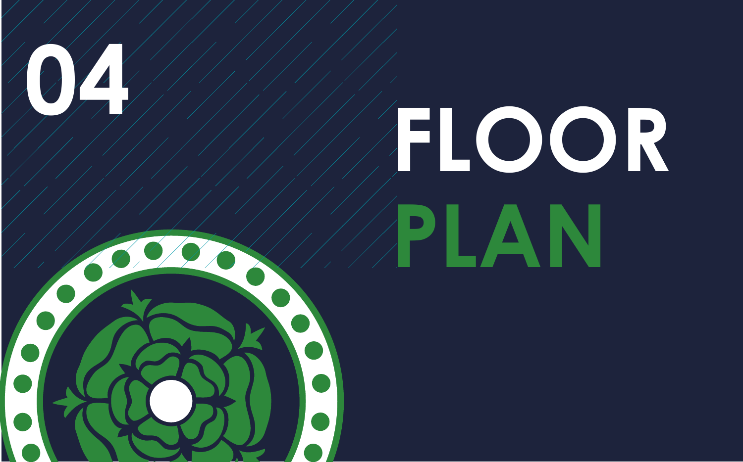04

# FLOOR PLAN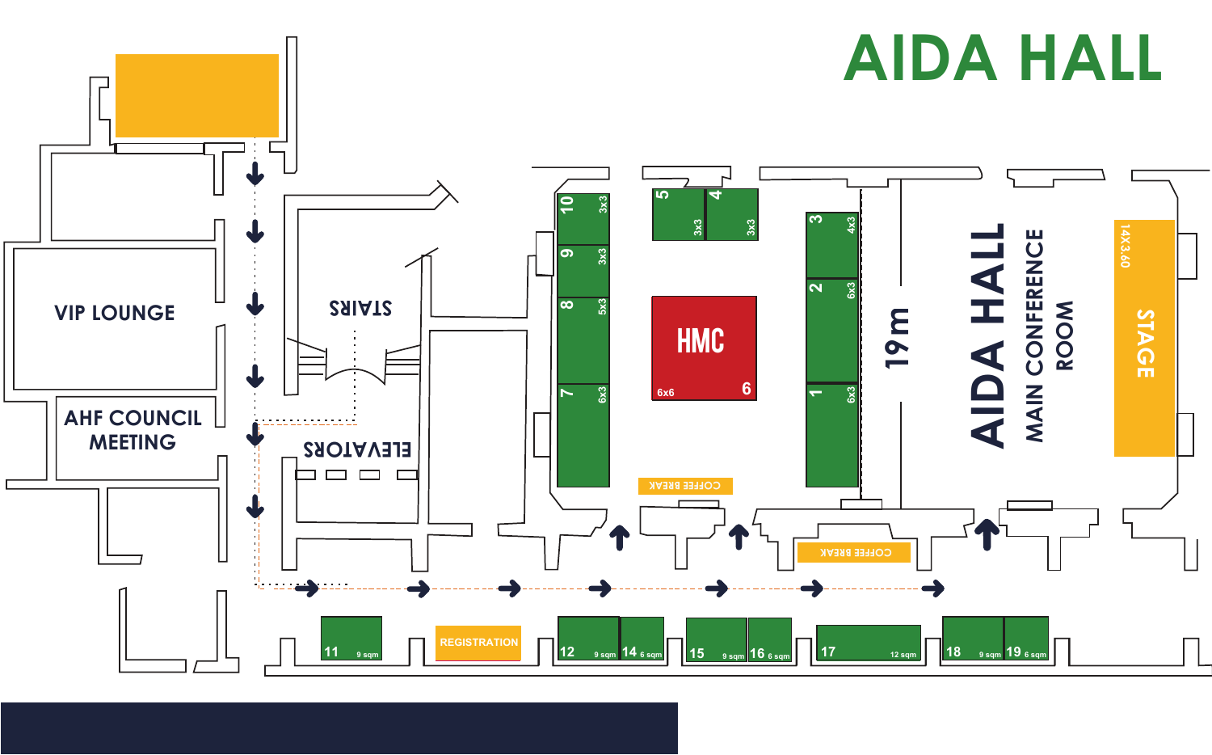# AIDA HALL

VIP LOUNGE

AHF COUNCIL MEETING

STAIRS

ELEVATORS

REGISTRATION

COFFEE BREAK

COFFEE BREAK

AIDA HALL MAIN CONFERENCE ROOM

19 m

STAGE 14X3.60

HMC 6x6 6

| Booth | Size |
| --- | --- |
| 1 | 6x3 |
| 2 | 6x3 |
| 3 | 4x3 |
| 4 | 3x3 |
| 5 | 3x3 |
| 6 (HMC) | 6x6 |
| 7 | 6x3 |
| 8 | 5x3 |
| 9 | 3x3 |
| 10 | 3x3 |
| 11 | 9 sqm |
| 12 | 9 sqm |
| 14 | 6 sqm |
| 15 | 9 sqm |
| 16 | 6 sqm |
| 17 | 12 sqm |
| 18 | 9 sqm |
| 19 | 6 sqm |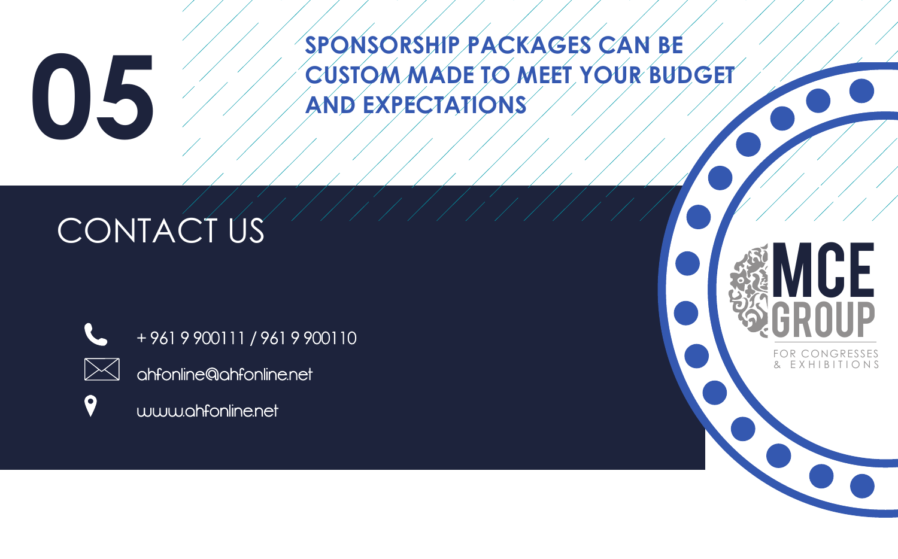# 05

**SPONSORSHIP PACKAGES CAN BE CUSTOM MADE TO MEET YOUR BUDGET AND EXPECTATIONS**

## CONTACT US

+ 961 9 900111 / 961 9 900110

ahfonline@ahfonline.net

www.ahfonline.net

MCE GROUP

FOR CONGRESSES & EXHIBITIONS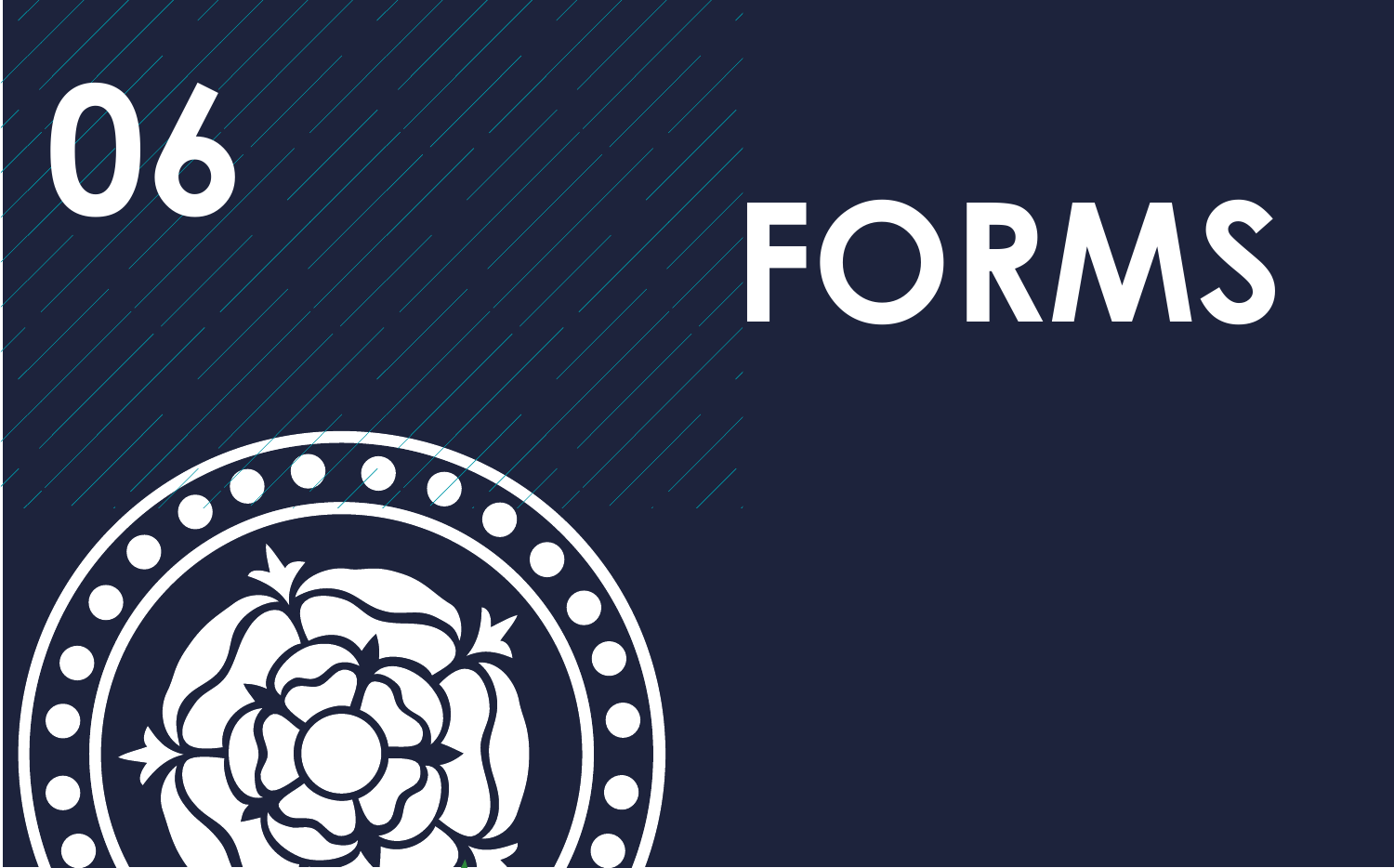# 06

# FORMS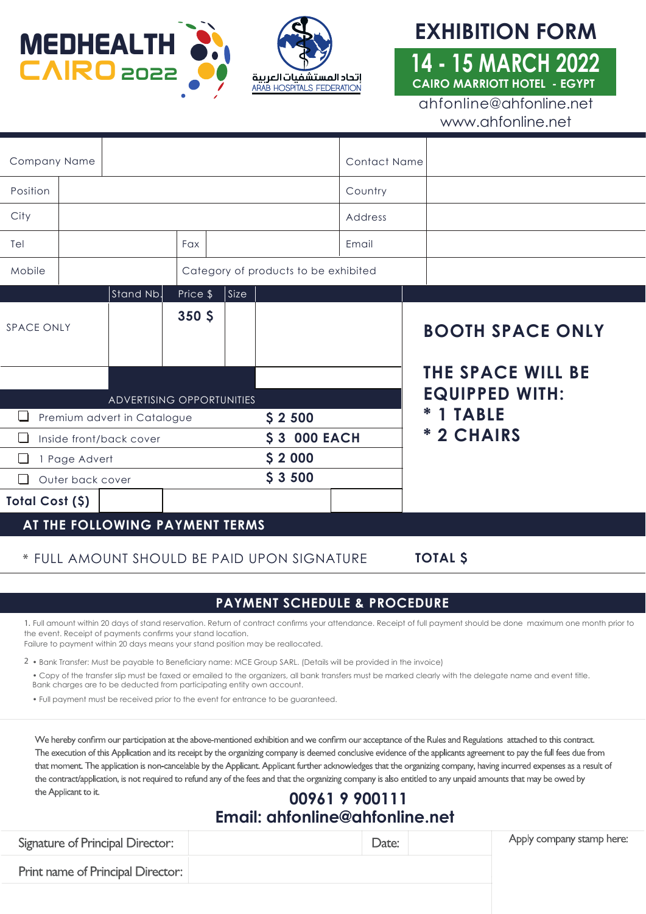MEDHEALTH CAIRO 2022

إتحاد المستشفيات العربية
ARAB HOSPITALS FEDERATION

# EXHIBITION FORM

**14 - 15 MARCH 2022**
**CAIRO MARRIOTT HOTEL - EGYPT**

ahfonline@ahfonline.net
www.ahfonline.net

| Company Name | | Contact Name | |
|---|---|---|---|
| Position | | Country | |
| City | | Address | |
| Tel | Fax | Email | |
| Mobile | Category of products to be exhibited | | |

| | Stand Nb. | Price $ | Size | |
|---|---|---|---|---|
| SPACE ONLY | | **350 $** | | |

**BOOTH SPACE ONLY**

**THE SPACE WILL BE EQUIPPED WITH:**
**\* 1 TABLE**
**\* 2 CHAIRS**

| ADVERTISING OPPORTUNITIES | |
|---|---|
| ☐ Premium advert in Catalogue | **$ 2 500** |
| ☐ Inside front/back cover | **$ 3 000 EACH** |
| ☐ 1 Page Advert | **$ 2 000** |
| ☐ Outer back cover | **$ 3 500** |
| **Total Cost ($)** | |

## AT THE FOLLOWING PAYMENT TERMS

\* FULL AMOUNT SHOULD BE PAID UPON SIGNATURE **TOTAL $**

## PAYMENT SCHEDULE & PROCEDURE

1. Full amount within 20 days of stand reservation. Return of contract confirms your attendance. Receipt of full payment should be done maximum one month prior to the event. Receipt of payments confirms your stand location.
Failure to payment within 20 days means your stand position may be reallocated.

2 • Bank Transfer: Must be payable to Beneficiary name: MCE Group SARL. (Details will be provided in the invoice)
• Copy of the transfer slip must be faxed or emailed to the organizers, all bank transfers must be marked clearly with the delegate name and event title.
Bank charges are to be deducted from participating entity own account.
• Full payment must be received prior to the event for entrance to be guaranteed.

We hereby confirm our participation at the above-mentioned exhibition and we confirm our acceptance of the Rules and Regulations attached to this contract. The execution of this Application and its receipt by the organizing company is deemed conclusive evidence of the applicants agreement to pay the full fees due from that moment. The application is non-cancelable by the Applicant. Applicant further acknowledges that the organizing company, having incurred expenses as a result of the contract/application, is not required to refund any of the fees and that the organizing company is also entitled to any unpaid amounts that may be owed by the Applicant to it.

**00961 9 900111**
**Email: ahfonline@ahfonline.net**

| Signature of Principal Director: | | Date: | | Apply company stamp here: |
|---|---|---|---|---|
| Print name of Principal Director: | | | | |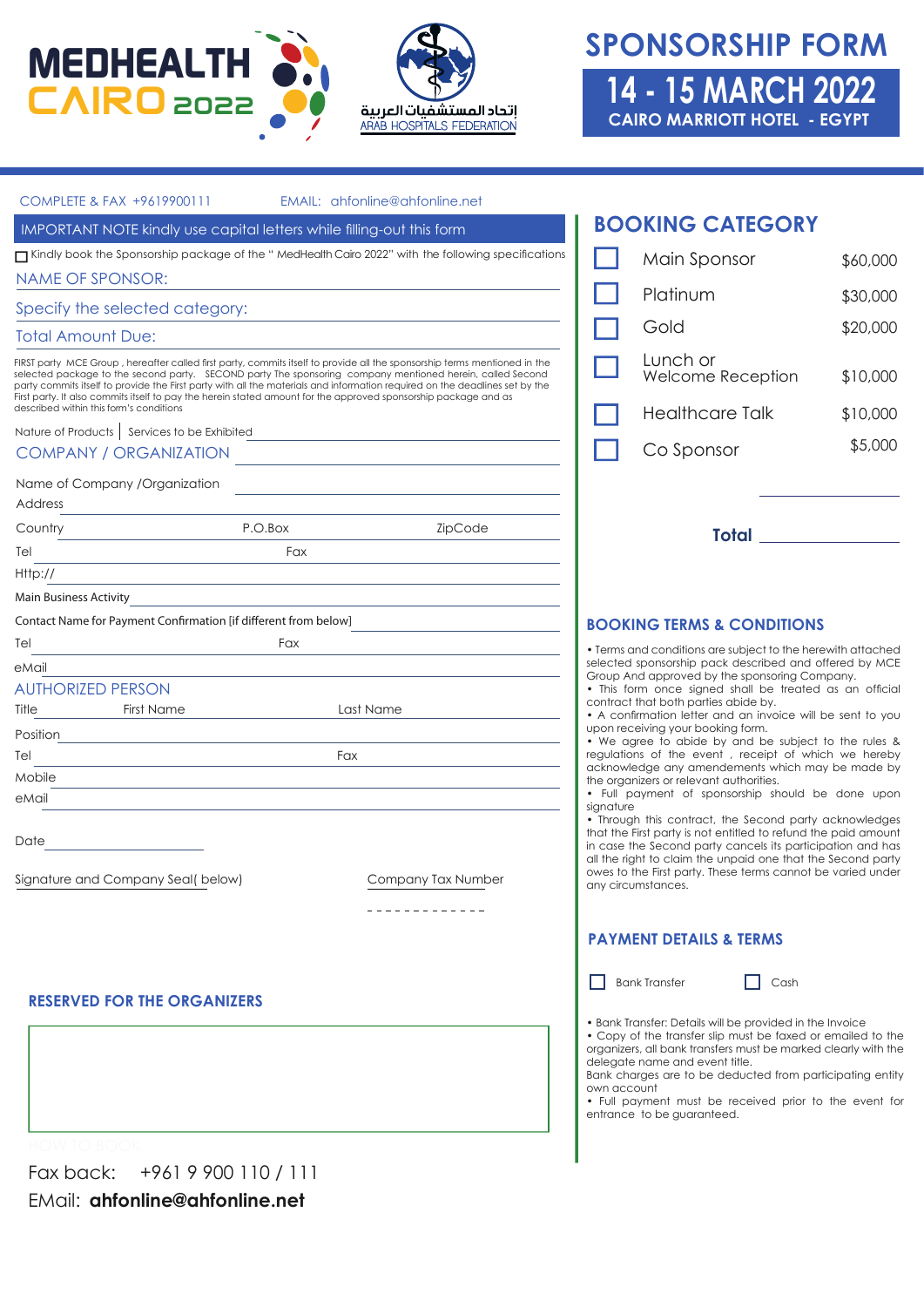MEDHEALTH CAIRO 2022

إتحاد المستشفيات العربية
ARAB HOSPITALS FEDERATION

# SPONSORSHIP FORM

## 14 - 15 MARCH 2022

CAIRO MARRIOTT HOTEL - EGYPT

COMPLETE & FAX +9619900111 EMAIL: ahfonline@ahfonline.net

IMPORTANT NOTE kindly use capital letters while filling-out this form

☐ Kindly book the Sponsorship package of the " MedHealth Cairo 2022" with the following specifications

NAME OF SPONSOR: ______________________

Specify the selected category: ______________________

Total Amount Due: ______________________

FIRST party MCE Group , hereafter called first party, commits itself to provide all the sponsorship terms mentioned in the selected package to the second party. SECOND party The sponsoring company mentioned herein, called Second party commits itself to provide the First party with all the materials and information required on the deadlines set by the First party. It also commits itself to pay the herein stated amount for the approved sponsorship package and as described within this form's conditions

Nature of Products | Services to be Exhibited ______________________

COMPANY / ORGANIZATION ______________________

Name of Company /Organization ______________________

Address ______________________

Country ________ P.O.Box ________ ZipCode ________

Tel ________ Fax ________

Http:// ______________________

Main Business Activity ______________________

Contact Name for Payment Confirmation [if different from below] ______________________

Tel ________ Fax ________

eMail ______________________

AUTHORIZED PERSON

Title ________ First Name ________ Last Name ________

Position ______________________

Tel ________ Fax ________

Mobile ______________________

eMail ______________________

Date ______________________

Signature and Company Seal( below) Company Tax Number

- - - - - - - - - - - - -

### RESERVED FOR THE ORGANIZERS

HOW TO BOOK

Fax back: +961 9 900 110 / 111

EMail: **ahfonline@ahfonline.net**

## BOOKING CATEGORY

| | Category | Price |
|---|---|---|
| ☐ | Main Sponsor | $60,000 |
| ☐ | Platinum | $30,000 |
| ☐ | Gold | $20,000 |
| ☐ | Lunch or Welcome Reception | $10,000 |
| ☐ | Healthcare Talk | $10,000 |
| ☐ | Co Sponsor | $5,000 |

**Total** ______________________

### BOOKING TERMS & CONDITIONS

- Terms and conditions are subject to the herewith attached selected sponsorship pack described and offered by MCE Group And approved by the sponsoring Company.
- This form once signed shall be treated as an official contract that both parties abide by.
- A confirmation letter and an invoice will be sent to you upon receiving your booking form.
- We agree to abide by and be subject to the rules & regulations of the event , receipt of which we hereby acknowledge any amendements which may be made by the organizers or relevant authorities.
- Full payment of sponsorship should be done upon signature
- Through this contract, the Second party acknowledges that the First party is not entitled to refund the paid amount in case the Second party cancels its participation and has all the right to claim the unpaid one that the Second party owes to the First party. These terms cannot be varied under any circumstances.

### PAYMENT DETAILS & TERMS

☐ Bank Transfer ☐ Cash

- Bank Transfer: Details will be provided in the Invoice
- Copy of the transfer slip must be faxed or emailed to the organizers, all bank transfers must be marked clearly with the delegate name and event title.

Bank charges are to be deducted from participating entity own account

- Full payment must be received prior to the event for entrance to be guaranteed.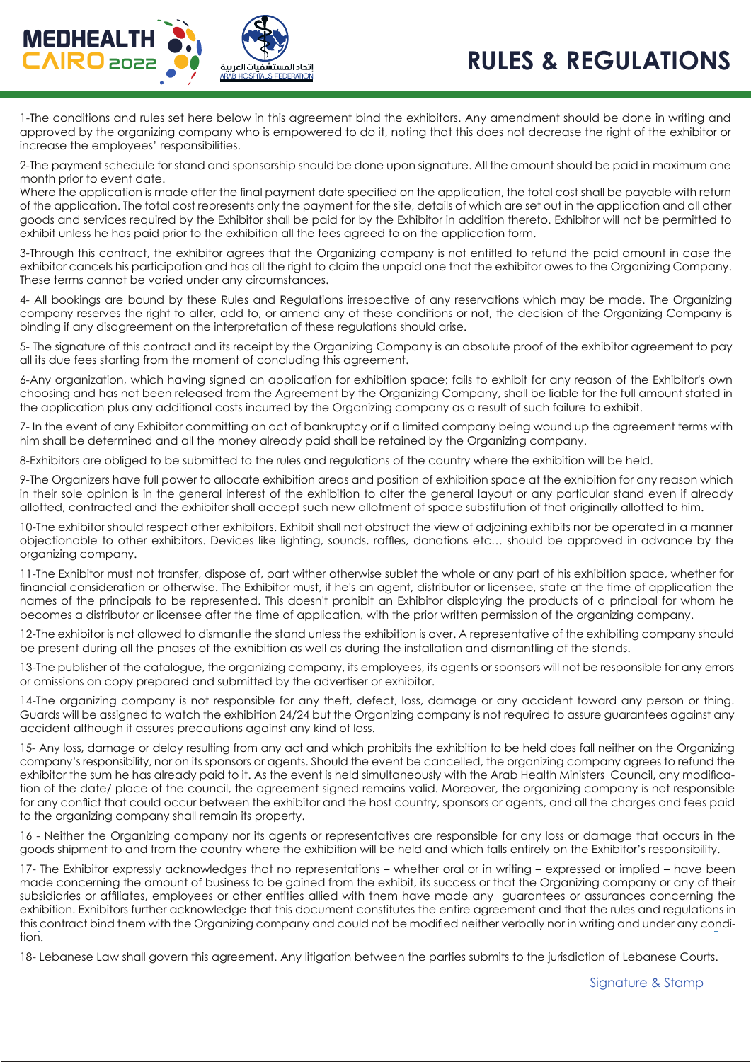# RULES & REGULATIONS

1-The conditions and rules set here below in this agreement bind the exhibitors. Any amendment should be done in writing and approved by the organizing company who is empowered to do it, noting that this does not decrease the right of the exhibitor or increase the employees' responsibilities.

2-The payment schedule for stand and sponsorship should be done upon signature. All the amount should be paid in maximum one month prior to event date.
Where the application is made after the final payment date specified on the application, the total cost shall be payable with return of the application. The total cost represents only the payment for the site, details of which are set out in the application and all other goods and services required by the Exhibitor shall be paid for by the Exhibitor in addition thereto. Exhibitor will not be permitted to exhibit unless he has paid prior to the exhibition all the fees agreed to on the application form.

3-Through this contract, the exhibitor agrees that the Organizing company is not entitled to refund the paid amount in case the exhibitor cancels his participation and has all the right to claim the unpaid one that the exhibitor owes to the Organizing Company. These terms cannot be varied under any circumstances.

4- All bookings are bound by these Rules and Regulations irrespective of any reservations which may be made. The Organizing company reserves the right to alter, add to, or amend any of these conditions or not, the decision of the Organizing Company is binding if any disagreement on the interpretation of these regulations should arise.

5- The signature of this contract and its receipt by the Organizing Company is an absolute proof of the exhibitor agreement to pay all its due fees starting from the moment of concluding this agreement.

6-Any organization, which having signed an application for exhibition space; fails to exhibit for any reason of the Exhibitor's own choosing and has not been released from the Agreement by the Organizing Company, shall be liable for the full amount stated in the application plus any additional costs incurred by the Organizing company as a result of such failure to exhibit.

7- In the event of any Exhibitor committing an act of bankruptcy or if a limited company being wound up the agreement terms with him shall be determined and all the money already paid shall be retained by the Organizing company.

8-Exhibitors are obliged to be submitted to the rules and regulations of the country where the exhibition will be held.

9-The Organizers have full power to allocate exhibition areas and position of exhibition space at the exhibition for any reason which in their sole opinion is in the general interest of the exhibition to alter the general layout or any particular stand even if already allotted, contracted and the exhibitor shall accept such new allotment of space substitution of that originally allotted to him.

10-The exhibitor should respect other exhibitors. Exhibit shall not obstruct the view of adjoining exhibits nor be operated in a manner objectionable to other exhibitors. Devices like lighting, sounds, raffles, donations etc… should be approved in advance by the organizing company.

11-The Exhibitor must not transfer, dispose of, part wither otherwise sublet the whole or any part of his exhibition space, whether for financial consideration or otherwise. The Exhibitor must, if he's an agent, distributor or licensee, state at the time of application the names of the principals to be represented. This doesn't prohibit an Exhibitor displaying the products of a principal for whom he becomes a distributor or licensee after the time of application, with the prior written permission of the organizing company.

12-The exhibitor is not allowed to dismantle the stand unless the exhibition is over. A representative of the exhibiting company should be present during all the phases of the exhibition as well as during the installation and dismantling of the stands.

13-The publisher of the catalogue, the organizing company, its employees, its agents or sponsors will not be responsible for any errors or omissions on copy prepared and submitted by the advertiser or exhibitor.

14-The organizing company is not responsible for any theft, defect, loss, damage or any accident toward any person or thing. Guards will be assigned to watch the exhibition 24/24 but the Organizing company is not required to assure guarantees against any accident although it assures precautions against any kind of loss.

15- Any loss, damage or delay resulting from any act and which prohibits the exhibition to be held does fall neither on the Organizing company's responsibility, nor on its sponsors or agents. Should the event be cancelled, the organizing company agrees to refund the exhibitor the sum he has already paid to it. As the event is held simultaneously with the Arab Health Ministers Council, any modification of the date/ place of the council, the agreement signed remains valid. Moreover, the organizing company is not responsible for any conflict that could occur between the exhibitor and the host country, sponsors or agents, and all the charges and fees paid to the organizing company shall remain its property.

16 - Neither the Organizing company nor its agents or representatives are responsible for any loss or damage that occurs in the goods shipment to and from the country where the exhibition will be held and which falls entirely on the Exhibitor's responsibility.

17- The Exhibitor expressly acknowledges that no representations – whether oral or in writing – expressed or implied – have been made concerning the amount of business to be gained from the exhibit, its success or that the Organizing company or any of their subsidiaries or affiliates, employees or other entities allied with them have made any guarantees or assurances concerning the exhibition. Exhibitors further acknowledge that this document constitutes the entire agreement and that the rules and regulations in this contract bind them with the Organizing company and could not be modified neither verbally nor in writing and under any condition.

18- Lebanese Law shall govern this agreement. Any litigation between the parties submits to the jurisdiction of Lebanese Courts.

Signature & Stamp